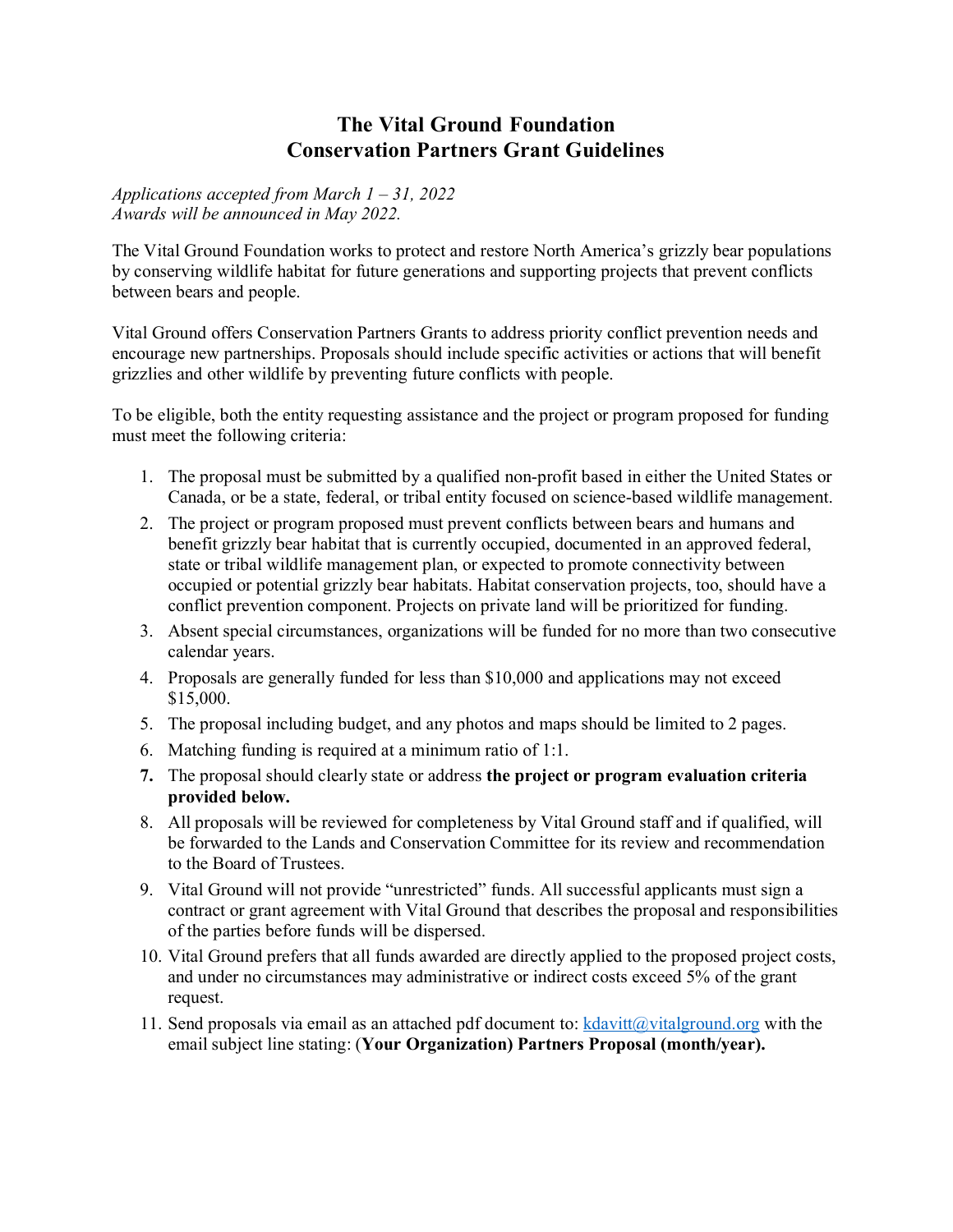# The Vital Ground Foundation
# Conservation Partners Grant Guidelines

*Applications accepted from March 1 – 31, 2022*
*Awards will be announced in May 2022.*

The Vital Ground Foundation works to protect and restore North America's grizzly bear populations by conserving wildlife habitat for future generations and supporting projects that prevent conflicts between bears and people.

Vital Ground offers Conservation Partners Grants to address priority conflict prevention needs and encourage new partnerships. Proposals should include specific activities or actions that will benefit grizzlies and other wildlife by preventing future conflicts with people.

To be eligible, both the entity requesting assistance and the project or program proposed for funding must meet the following criteria:

1. The proposal must be submitted by a qualified non-profit based in either the United States or Canada, or be a state, federal, or tribal entity focused on science-based wildlife management.
2. The project or program proposed must prevent conflicts between bears and humans and benefit grizzly bear habitat that is currently occupied, documented in an approved federal, state or tribal wildlife management plan, or expected to promote connectivity between occupied or potential grizzly bear habitats. Habitat conservation projects, too, should have a conflict prevention component. Projects on private land will be prioritized for funding.
3. Absent special circumstances, organizations will be funded for no more than two consecutive calendar years.
4. Proposals are generally funded for less than $10,000 and applications may not exceed $15,000.
5. The proposal including budget, and any photos and maps should be limited to 2 pages.
6. Matching funding is required at a minimum ratio of 1:1.
7. The proposal should clearly state or address **the project or program evaluation criteria provided below.**
8. All proposals will be reviewed for completeness by Vital Ground staff and if qualified, will be forwarded to the Lands and Conservation Committee for its review and recommendation to the Board of Trustees.
9. Vital Ground will not provide "unrestricted" funds. All successful applicants must sign a contract or grant agreement with Vital Ground that describes the proposal and responsibilities of the parties before funds will be dispersed.
10. Vital Ground prefers that all funds awarded are directly applied to the proposed project costs, and under no circumstances may administrative or indirect costs exceed 5% of the grant request.
11. Send proposals via email as an attached pdf document to: kdavitt@vitalground.org with the email subject line stating: (**Your Organization) Partners Proposal (month/year).**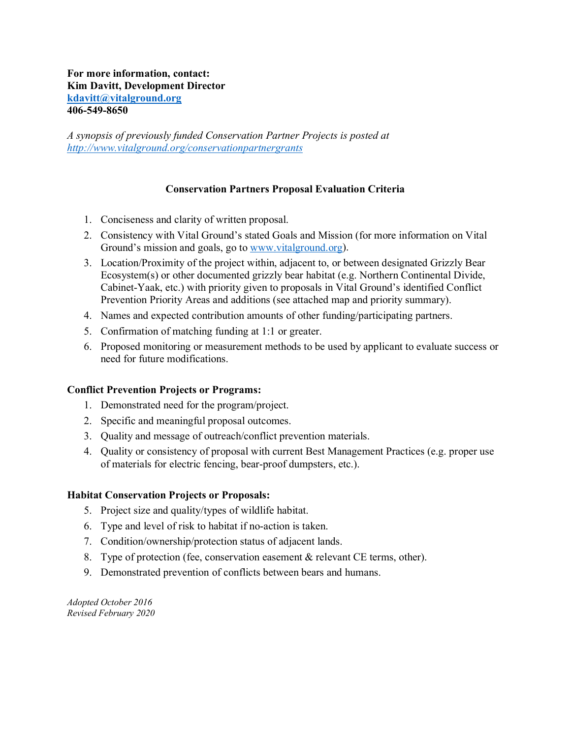**For more information, contact:**
**Kim Davitt, Development Director**
**[kdavitt@vitalground.org](mailto:kdavitt@vitalground.org)**
**406-549-8650**

*A synopsis of previously funded Conservation Partner Projects is posted at [http://www.vitalground.org/conservationpartnergrants](http://www.vitalground.org/conservationpartnergrants)*

## Conservation Partners Proposal Evaluation Criteria

1. Conciseness and clarity of written proposal.
2. Consistency with Vital Ground's stated Goals and Mission (for more information on Vital Ground's mission and goals, go to [www.vitalground.org](http://www.vitalground.org)).
3. Location/Proximity of the project within, adjacent to, or between designated Grizzly Bear Ecosystem(s) or other documented grizzly bear habitat (e.g. Northern Continental Divide, Cabinet-Yaak, etc.) with priority given to proposals in Vital Ground's identified Conflict Prevention Priority Areas and additions (see attached map and priority summary).
4. Names and expected contribution amounts of other funding/participating partners.
5. Confirmation of matching funding at 1:1 or greater.
6. Proposed monitoring or measurement methods to be used by applicant to evaluate success or need for future modifications.

**Conflict Prevention Projects or Programs:**

1. Demonstrated need for the program/project.
2. Specific and meaningful proposal outcomes.
3. Quality and message of outreach/conflict prevention materials.
4. Quality or consistency of proposal with current Best Management Practices (e.g. proper use of materials for electric fencing, bear-proof dumpsters, etc.).

**Habitat Conservation Projects or Proposals:**

5. Project size and quality/types of wildlife habitat.
6. Type and level of risk to habitat if no-action is taken.
7. Condition/ownership/protection status of adjacent lands.
8. Type of protection (fee, conservation easement & relevant CE terms, other).
9. Demonstrated prevention of conflicts between bears and humans.

*Adopted October 2016*
*Revised February 2020*